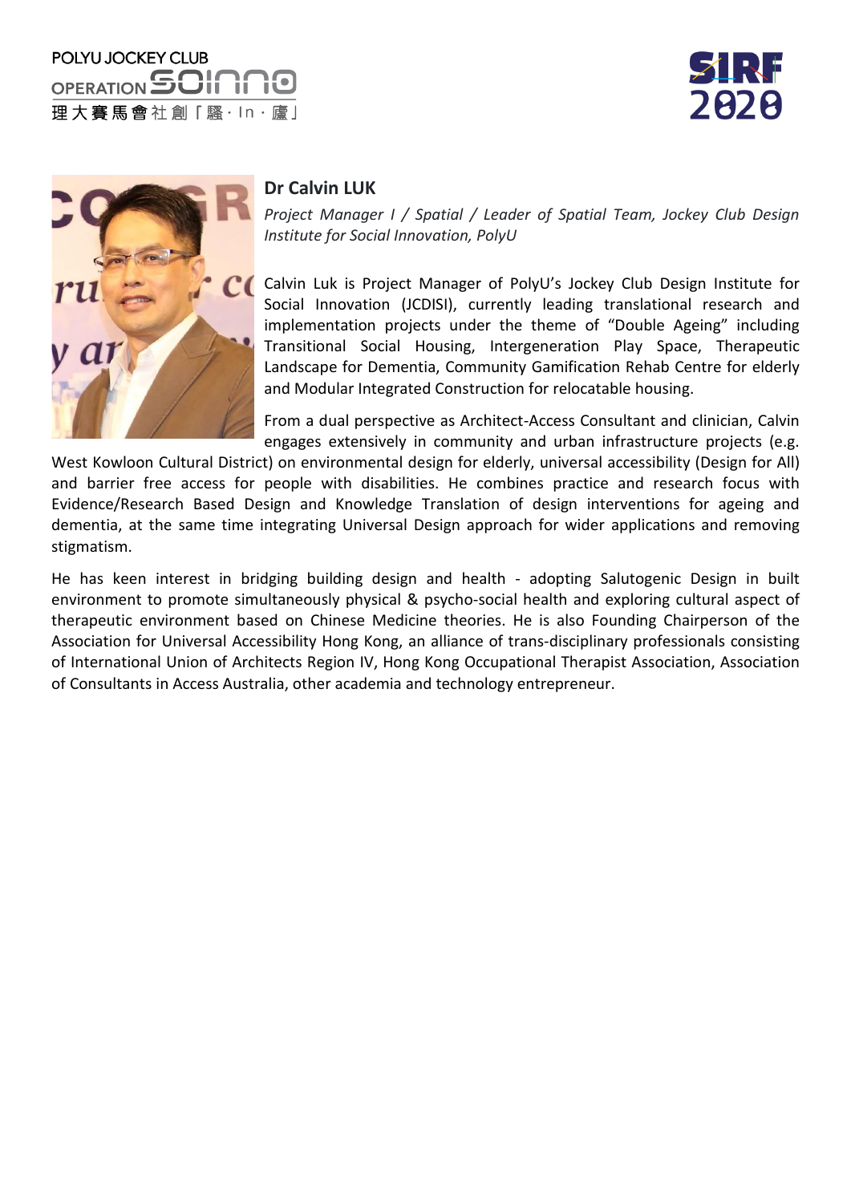POLYU JOCKEY CLUB OPERATION SoInno

理大賽馬會社創「騷·In·廬」

SIRF 2020

## Dr Calvin LUK

*Project Manager I / Spatial / Leader of Spatial Team, Jockey Club Design Institute for Social Innovation, PolyU*

Calvin Luk is Project Manager of PolyU's Jockey Club Design Institute for Social Innovation (JCDISI), currently leading translational research and implementation projects under the theme of "Double Ageing" including Transitional Social Housing, Intergeneration Play Space, Therapeutic Landscape for Dementia, Community Gamification Rehab Centre for elderly and Modular Integrated Construction for relocatable housing.

From a dual perspective as Architect-Access Consultant and clinician, Calvin engages extensively in community and urban infrastructure projects (e.g. West Kowloon Cultural District) on environmental design for elderly, universal accessibility (Design for All) and barrier free access for people with disabilities. He combines practice and research focus with Evidence/Research Based Design and Knowledge Translation of design interventions for ageing and dementia, at the same time integrating Universal Design approach for wider applications and removing stigmatism.

He has keen interest in bridging building design and health - adopting Salutogenic Design in built environment to promote simultaneously physical & psycho-social health and exploring cultural aspect of therapeutic environment based on Chinese Medicine theories. He is also Founding Chairperson of the Association for Universal Accessibility Hong Kong, an alliance of trans-disciplinary professionals consisting of International Union of Architects Region IV, Hong Kong Occupational Therapist Association, Association of Consultants in Access Australia, other academia and technology entrepreneur.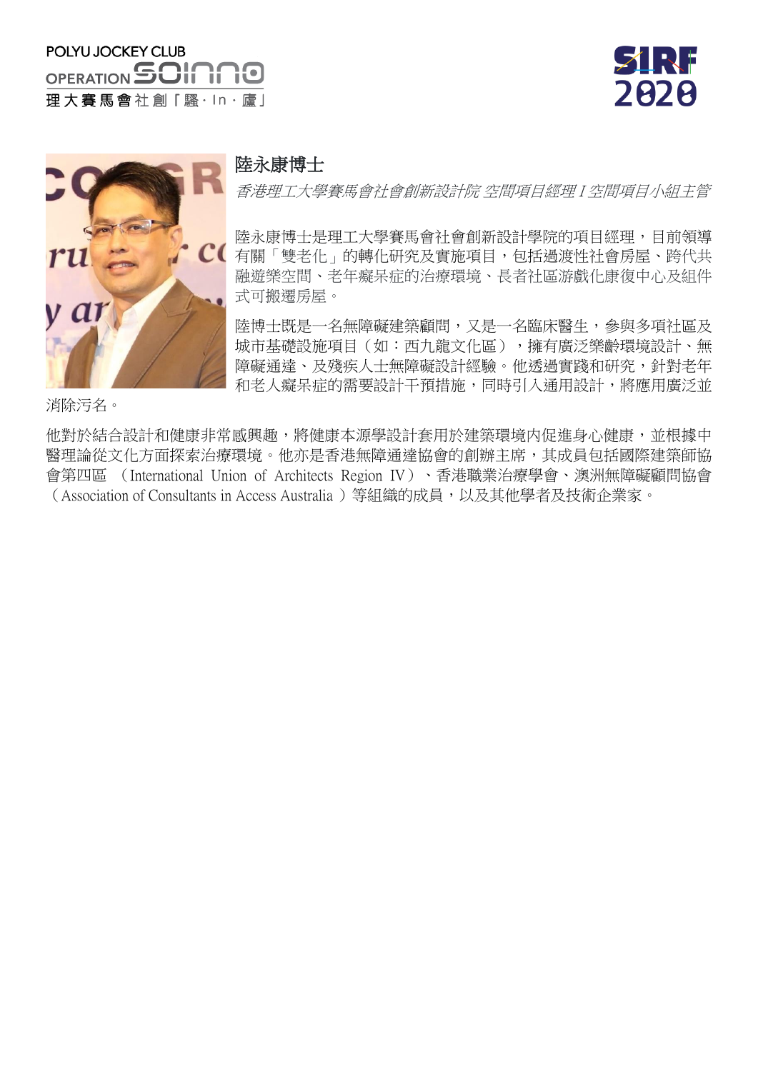## 陸永康博士

*香港理工大學賽馬會社會創新設計院 空間項目經理 I 空間項目小組主管*

陸永康博士是理工大學賽馬會社會創新設計學院的項目經理，目前領導有關「雙老化」的轉化研究及實施項目，包括過渡性社會房屋、跨代共融遊樂空間、老年癡呆症的治療環境、長者社區游戲化康復中心及組件式可搬遷房屋。

陸博士既是一名無障礙建築顧問，又是一名臨床醫生，參與多項社區及城市基礎設施項目（如：西九龍文化區），擁有廣泛樂齡環境設計、無障礙通達、及殘疾人士無障礙設計經驗。他透過實踐和研究，針對老年和老人癡呆症的需要設計干預措施，同時引入通用設計，將應用廣泛並消除污名。

他對於結合設計和健康非常感興趣，將健康本源學設計套用於建築環境內促進身心健康，並根據中醫理論從文化方面探索治療環境。他亦是香港無障通達協會的創辦主席，其成員包括國際建築師協會第四區 （International Union of Architects Region IV）、香港職業治療學會、澳洲無障礙顧問協會（Association of Consultants in Access Australia ）等組織的成員，以及其他學者及技術企業家。